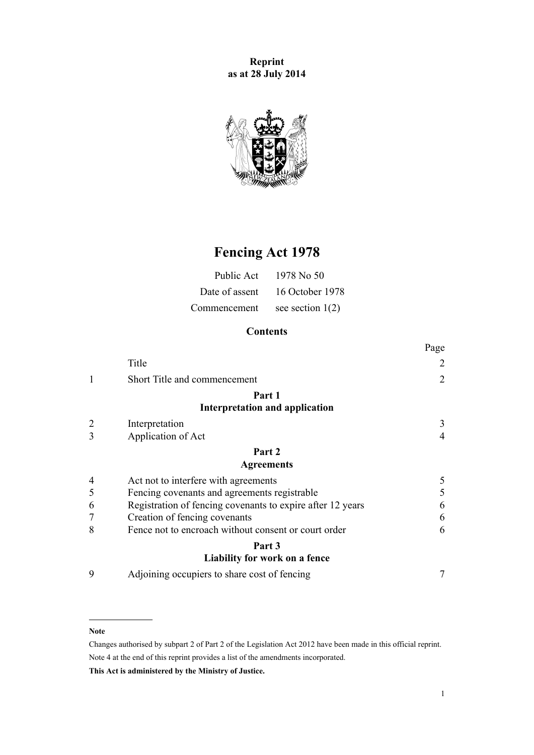**Reprint**
**as at 28 July 2014**

# Fencing Act 1978

| | |
|---|---|
| Public Act | 1978 No 50 |
| Date of assent | 16 October 1978 |
| Commencement | see section 1(2) |

## Contents

| | | Page |
|---|---|---|
| | Title | 2 |
| 1 | Short Title and commencement | 2 |
| | **Part 1** **Interpretation and application** | |
| 2 | Interpretation | 3 |
| 3 | Application of Act | 4 |
| | **Part 2** **Agreements** | |
| 4 | Act not to interfere with agreements | 5 |
| 5 | Fencing covenants and agreements registrable | 5 |
| 6 | Registration of fencing covenants to expire after 12 years | 6 |
| 7 | Creation of fencing covenants | 6 |
| 8 | Fence not to encroach without consent or court order | 6 |
| | **Part 3** **Liability for work on a fence** | |
| 9 | Adjoining occupiers to share cost of fencing | 7 |

---

**Note**

Changes authorised by subpart 2 of Part 2 of the Legislation Act 2012 have been made in this official reprint.
Note 4 at the end of this reprint provides a list of the amendments incorporated.

**This Act is administered by the Ministry of Justice.**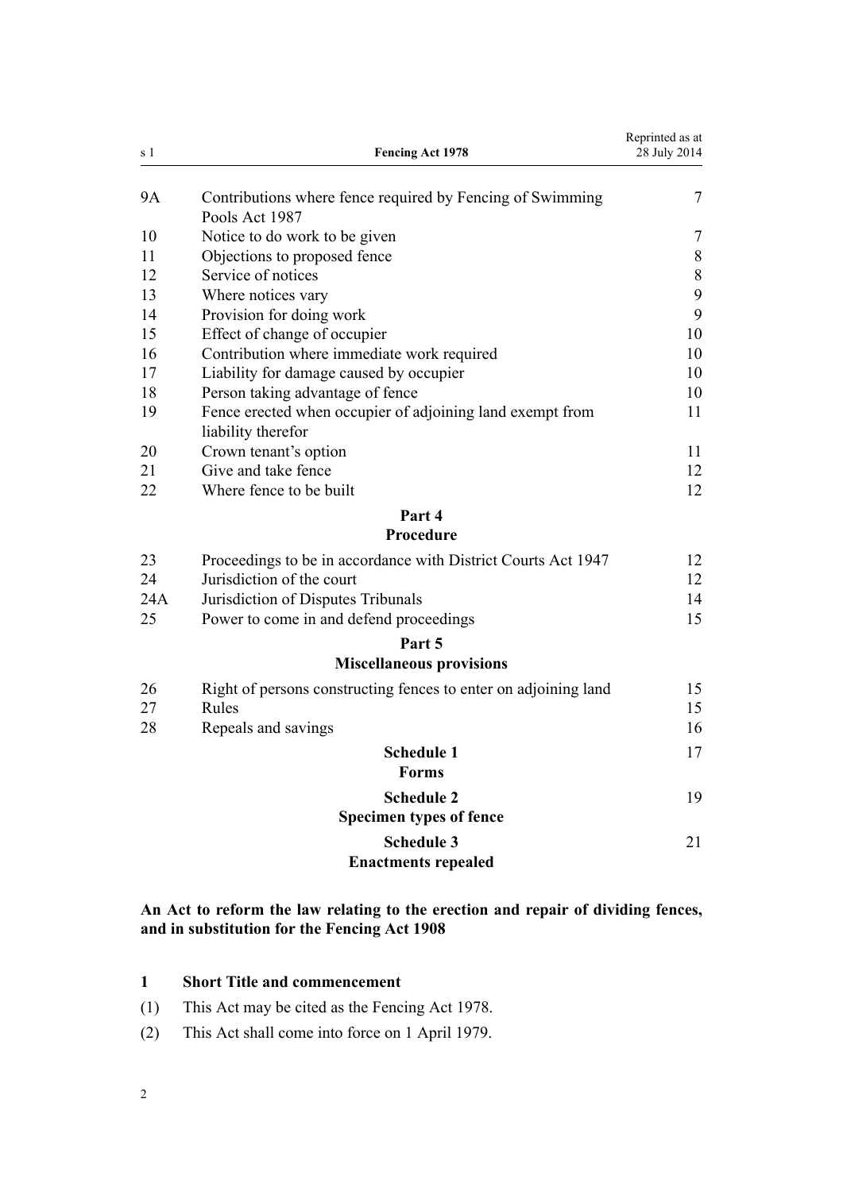| | | |
|---|---|---|
| 9A | Contributions where fence required by Fencing of Swimming Pools Act 1987 | 7 |
| 10 | Notice to do work to be given | 7 |
| 11 | Objections to proposed fence | 8 |
| 12 | Service of notices | 8 |
| 13 | Where notices vary | 9 |
| 14 | Provision for doing work | 9 |
| 15 | Effect of change of occupier | 10 |
| 16 | Contribution where immediate work required | 10 |
| 17 | Liability for damage caused by occupier | 10 |
| 18 | Person taking advantage of fence | 10 |
| 19 | Fence erected when occupier of adjoining land exempt from liability therefor | 11 |
| 20 | Crown tenant's option | 11 |
| 21 | Give and take fence | 12 |
| 22 | Where fence to be built | 12 |

**Part 4**
**Procedure**

| | | |
|---|---|---|
| 23 | Proceedings to be in accordance with District Courts Act 1947 | 12 |
| 24 | Jurisdiction of the court | 12 |
| 24A | Jurisdiction of Disputes Tribunals | 14 |
| 25 | Power to come in and defend proceedings | 15 |

**Part 5**
**Miscellaneous provisions**

| | | |
|---|---|---|
| 26 | Right of persons constructing fences to enter on adjoining land | 15 |
| 27 | Rules | 15 |
| 28 | Repeals and savings | 16 |

**Schedule 1** — 17
**Forms**

**Schedule 2** — 19
**Specimen types of fence**

**Schedule 3** — 21
**Enactments repealed**

**An Act to reform the law relating to the erection and repair of dividing fences, and in substitution for the Fencing Act 1908**

### 1 Short Title and commencement

(1) This Act may be cited as the Fencing Act 1978.

(2) This Act shall come into force on 1 April 1979.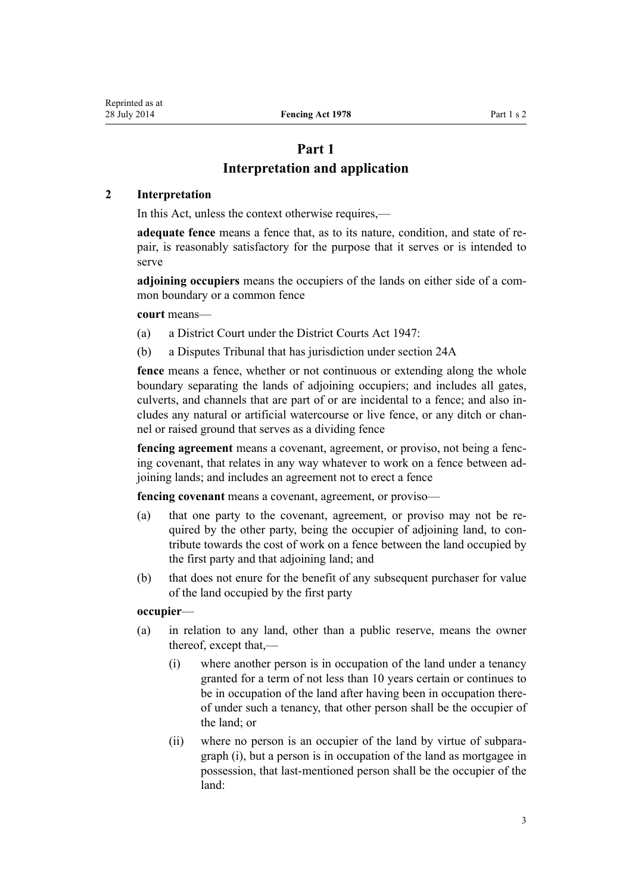# Part 1
# Interpretation and application

### 2 Interpretation

In this Act, unless the context otherwise requires,—

**adequate fence** means a fence that, as to its nature, condition, and state of repair, is reasonably satisfactory for the purpose that it serves or is intended to serve

**adjoining occupiers** means the occupiers of the lands on either side of a common boundary or a common fence

**court** means—

(a) a District Court under the District Courts Act 1947:

(b) a Disputes Tribunal that has jurisdiction under section 24A

**fence** means a fence, whether or not continuous or extending along the whole boundary separating the lands of adjoining occupiers; and includes all gates, culverts, and channels that are part of or are incidental to a fence; and also includes any natural or artificial watercourse or live fence, or any ditch or channel or raised ground that serves as a dividing fence

**fencing agreement** means a covenant, agreement, or proviso, not being a fencing covenant, that relates in any way whatever to work on a fence between adjoining lands; and includes an agreement not to erect a fence

**fencing covenant** means a covenant, agreement, or proviso—

(a) that one party to the covenant, agreement, or proviso may not be required by the other party, being the occupier of adjoining land, to contribute towards the cost of work on a fence between the land occupied by the first party and that adjoining land; and

(b) that does not enure for the benefit of any subsequent purchaser for value of the land occupied by the first party

**occupier**—

(a) in relation to any land, other than a public reserve, means the owner thereof, except that,—

 (i) where another person is in occupation of the land under a tenancy granted for a term of not less than 10 years certain or continues to be in occupation of the land after having been in occupation thereof under such a tenancy, that other person shall be the occupier of the land; or

 (ii) where no person is an occupier of the land by virtue of subparagraph (i), but a person is in occupation of the land as mortgagee in possession, that last-mentioned person shall be the occupier of the land: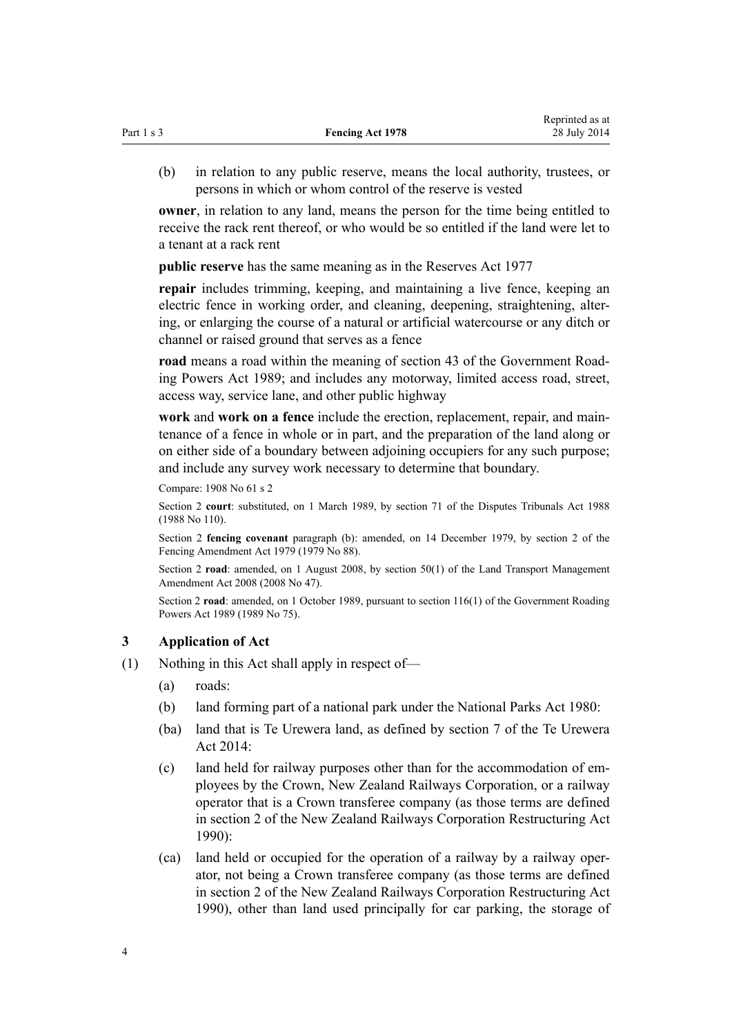(b) in relation to any public reserve, means the local authority, trustees, or persons in which or whom control of the reserve is vested

**owner**, in relation to any land, means the person for the time being entitled to receive the rack rent thereof, or who would be so entitled if the land were let to a tenant at a rack rent

**public reserve** has the same meaning as in the Reserves Act 1977

**repair** includes trimming, keeping, and maintaining a live fence, keeping an electric fence in working order, and cleaning, deepening, straightening, altering, or enlarging the course of a natural or artificial watercourse or any ditch or channel or raised ground that serves as a fence

**road** means a road within the meaning of section 43 of the Government Roading Powers Act 1989; and includes any motorway, limited access road, street, access way, service lane, and other public highway

**work** and **work on a fence** include the erection, replacement, repair, and maintenance of a fence in whole or in part, and the preparation of the land along or on either side of a boundary between adjoining occupiers for any such purpose; and include any survey work necessary to determine that boundary.

Compare: 1908 No 61 s 2

Section 2 **court**: substituted, on 1 March 1989, by section 71 of the Disputes Tribunals Act 1988 (1988 No 110).

Section 2 **fencing covenant** paragraph (b): amended, on 14 December 1979, by section 2 of the Fencing Amendment Act 1979 (1979 No 88).

Section 2 **road**: amended, on 1 August 2008, by section 50(1) of the Land Transport Management Amendment Act 2008 (2008 No 47).

Section 2 **road**: amended, on 1 October 1989, pursuant to section 116(1) of the Government Roading Powers Act 1989 (1989 No 75).

### 3 Application of Act

(1) Nothing in this Act shall apply in respect of—

(a) roads:

(b) land forming part of a national park under the National Parks Act 1980:

(ba) land that is Te Urewera land, as defined by section 7 of the Te Urewera Act 2014:

(c) land held for railway purposes other than for the accommodation of employees by the Crown, New Zealand Railways Corporation, or a railway operator that is a Crown transferee company (as those terms are defined in section 2 of the New Zealand Railways Corporation Restructuring Act 1990):

(ca) land held or occupied for the operation of a railway by a railway operator, not being a Crown transferee company (as those terms are defined in section 2 of the New Zealand Railways Corporation Restructuring Act 1990), other than land used principally for car parking, the storage of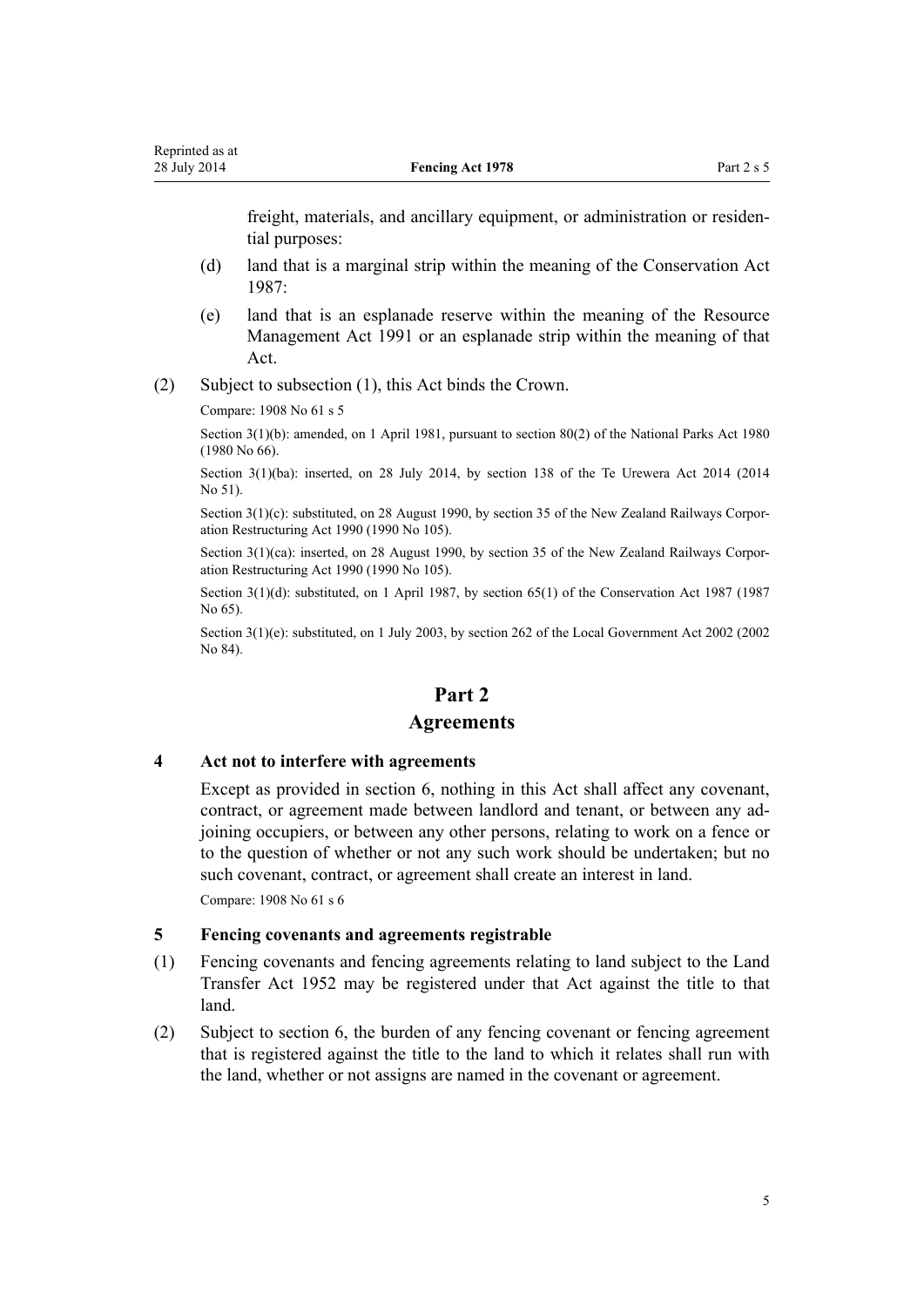freight, materials, and ancillary equipment, or administration or residential purposes:

(d) land that is a marginal strip within the meaning of the Conservation Act 1987:

(e) land that is an esplanade reserve within the meaning of the Resource Management Act 1991 or an esplanade strip within the meaning of that Act.

(2) Subject to subsection (1), this Act binds the Crown.

Compare: 1908 No 61 s 5

Section 3(1)(b): amended, on 1 April 1981, pursuant to section 80(2) of the National Parks Act 1980 (1980 No 66).

Section 3(1)(ba): inserted, on 28 July 2014, by section 138 of the Te Urewera Act 2014 (2014 No 51).

Section 3(1)(c): substituted, on 28 August 1990, by section 35 of the New Zealand Railways Corporation Restructuring Act 1990 (1990 No 105).

Section 3(1)(ca): inserted, on 28 August 1990, by section 35 of the New Zealand Railways Corporation Restructuring Act 1990 (1990 No 105).

Section 3(1)(d): substituted, on 1 April 1987, by section 65(1) of the Conservation Act 1987 (1987 No 65).

Section 3(1)(e): substituted, on 1 July 2003, by section 262 of the Local Government Act 2002 (2002 No 84).

# Part 2
# Agreements

### 4 Act not to interfere with agreements

Except as provided in section 6, nothing in this Act shall affect any covenant, contract, or agreement made between landlord and tenant, or between any adjoining occupiers, or between any other persons, relating to work on a fence or to the question of whether or not any such work should be undertaken; but no such covenant, contract, or agreement shall create an interest in land.

Compare: 1908 No 61 s 6

### 5 Fencing covenants and agreements registrable

(1) Fencing covenants and fencing agreements relating to land subject to the Land Transfer Act 1952 may be registered under that Act against the title to that land.

(2) Subject to section 6, the burden of any fencing covenant or fencing agreement that is registered against the title to the land to which it relates shall run with the land, whether or not assigns are named in the covenant or agreement.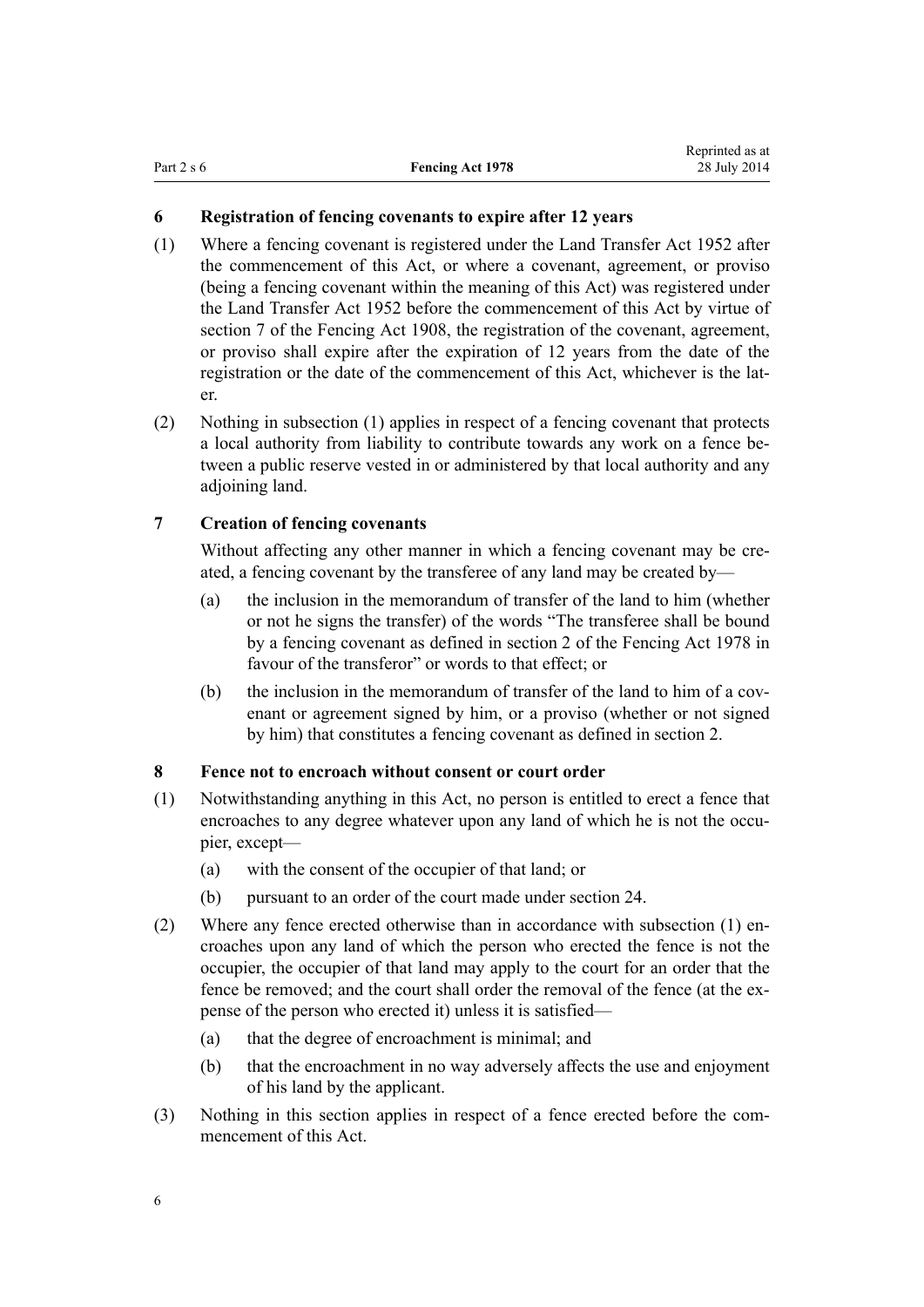## 6 Registration of fencing covenants to expire after 12 years

(1) Where a fencing covenant is registered under the Land Transfer Act 1952 after the commencement of this Act, or where a covenant, agreement, or proviso (being a fencing covenant within the meaning of this Act) was registered under the Land Transfer Act 1952 before the commencement of this Act by virtue of section 7 of the Fencing Act 1908, the registration of the covenant, agreement, or proviso shall expire after the expiration of 12 years from the date of the registration or the date of the commencement of this Act, whichever is the later.

(2) Nothing in subsection (1) applies in respect of a fencing covenant that protects a local authority from liability to contribute towards any work on a fence between a public reserve vested in or administered by that local authority and any adjoining land.

## 7 Creation of fencing covenants

Without affecting any other manner in which a fencing covenant may be created, a fencing covenant by the transferee of any land may be created by—

- (a) the inclusion in the memorandum of transfer of the land to him (whether or not he signs the transfer) of the words "The transferee shall be bound by a fencing covenant as defined in section 2 of the Fencing Act 1978 in favour of the transferor" or words to that effect; or
- (b) the inclusion in the memorandum of transfer of the land to him of a covenant or agreement signed by him, or a proviso (whether or not signed by him) that constitutes a fencing covenant as defined in section 2.

## 8 Fence not to encroach without consent or court order

(1) Notwithstanding anything in this Act, no person is entitled to erect a fence that encroaches to any degree whatever upon any land of which he is not the occupier, except—

- (a) with the consent of the occupier of that land; or
- (b) pursuant to an order of the court made under section 24.

(2) Where any fence erected otherwise than in accordance with subsection (1) encroaches upon any land of which the person who erected the fence is not the occupier, the occupier of that land may apply to the court for an order that the fence be removed; and the court shall order the removal of the fence (at the expense of the person who erected it) unless it is satisfied—

- (a) that the degree of encroachment is minimal; and
- (b) that the encroachment in no way adversely affects the use and enjoyment of his land by the applicant.

(3) Nothing in this section applies in respect of a fence erected before the commencement of this Act.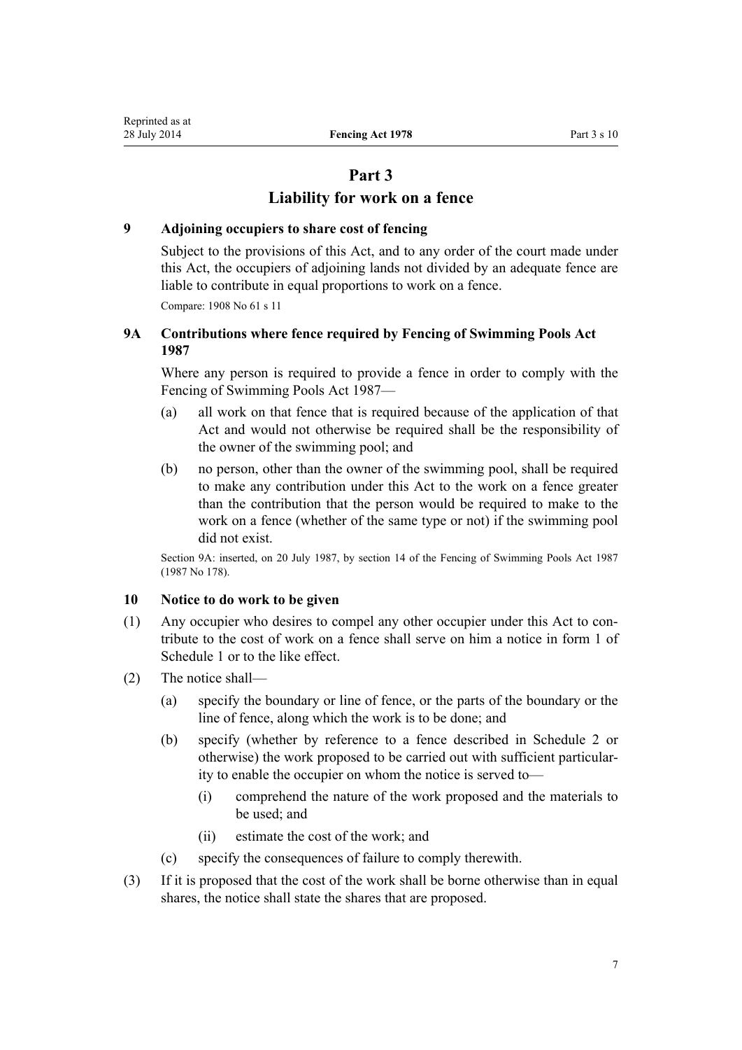# Part 3
# Liability for work on a fence

### 9 Adjoining occupiers to share cost of fencing

Subject to the provisions of this Act, and to any order of the court made under this Act, the occupiers of adjoining lands not divided by an adequate fence are liable to contribute in equal proportions to work on a fence.

Compare: 1908 No 61 s 11

### 9A Contributions where fence required by Fencing of Swimming Pools Act 1987

Where any person is required to provide a fence in order to comply with the Fencing of Swimming Pools Act 1987—

(a) all work on that fence that is required because of the application of that Act and would not otherwise be required shall be the responsibility of the owner of the swimming pool; and

(b) no person, other than the owner of the swimming pool, shall be required to make any contribution under this Act to the work on a fence greater than the contribution that the person would be required to make to the work on a fence (whether of the same type or not) if the swimming pool did not exist.

Section 9A: inserted, on 20 July 1987, by section 14 of the Fencing of Swimming Pools Act 1987 (1987 No 178).

### 10 Notice to do work to be given

(1) Any occupier who desires to compel any other occupier under this Act to contribute to the cost of work on a fence shall serve on him a notice in form 1 of Schedule 1 or to the like effect.

(2) The notice shall—

(a) specify the boundary or line of fence, or the parts of the boundary or the line of fence, along which the work is to be done; and

(b) specify (whether by reference to a fence described in Schedule 2 or otherwise) the work proposed to be carried out with sufficient particularity to enable the occupier on whom the notice is served to—

  (i) comprehend the nature of the work proposed and the materials to be used; and

  (ii) estimate the cost of the work; and

(c) specify the consequences of failure to comply therewith.

(3) If it is proposed that the cost of the work shall be borne otherwise than in equal shares, the notice shall state the shares that are proposed.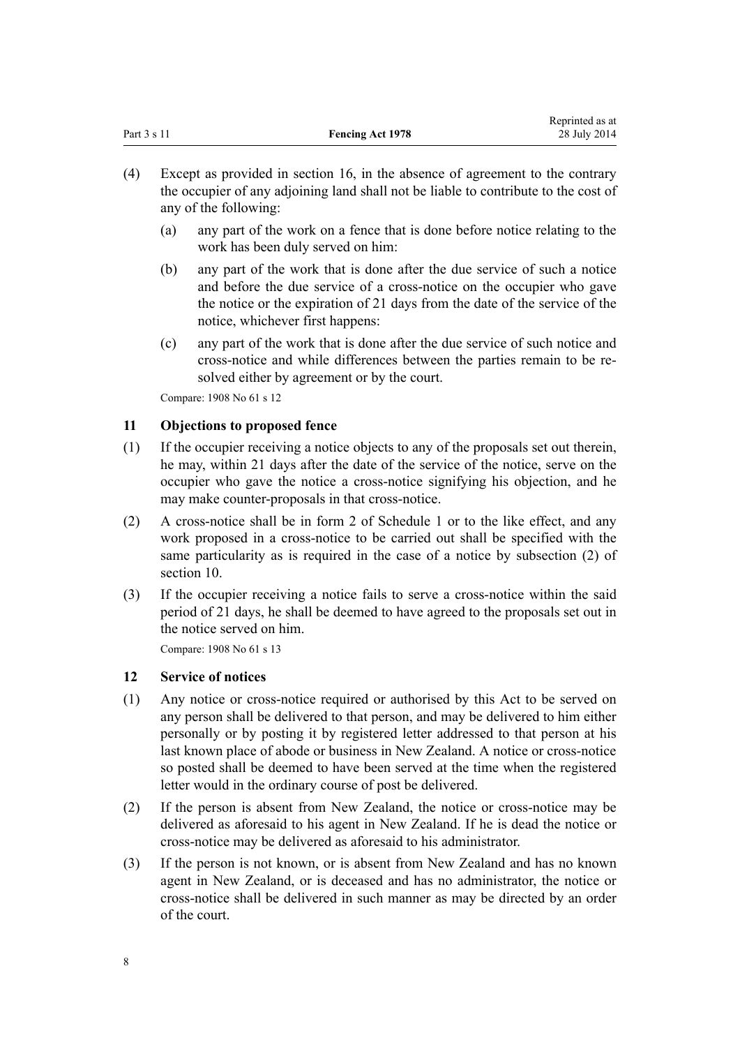(4) Except as provided in section 16, in the absence of agreement to the contrary the occupier of any adjoining land shall not be liable to contribute to the cost of any of the following:

  (a) any part of the work on a fence that is done before notice relating to the work has been duly served on him:

  (b) any part of the work that is done after the due service of such a notice and before the due service of a cross-notice on the occupier who gave the notice or the expiration of 21 days from the date of the service of the notice, whichever first happens:

  (c) any part of the work that is done after the due service of such notice and cross-notice and while differences between the parties remain to be resolved either by agreement or by the court.

Compare: 1908 No 61 s 12

### 11 Objections to proposed fence

(1) If the occupier receiving a notice objects to any of the proposals set out therein, he may, within 21 days after the date of the service of the notice, serve on the occupier who gave the notice a cross-notice signifying his objection, and he may make counter-proposals in that cross-notice.

(2) A cross-notice shall be in form 2 of Schedule 1 or to the like effect, and any work proposed in a cross-notice to be carried out shall be specified with the same particularity as is required in the case of a notice by subsection (2) of section 10.

(3) If the occupier receiving a notice fails to serve a cross-notice within the said period of 21 days, he shall be deemed to have agreed to the proposals set out in the notice served on him.

Compare: 1908 No 61 s 13

### 12 Service of notices

(1) Any notice or cross-notice required or authorised by this Act to be served on any person shall be delivered to that person, and may be delivered to him either personally or by posting it by registered letter addressed to that person at his last known place of abode or business in New Zealand. A notice or cross-notice so posted shall be deemed to have been served at the time when the registered letter would in the ordinary course of post be delivered.

(2) If the person is absent from New Zealand, the notice or cross-notice may be delivered as aforesaid to his agent in New Zealand. If he is dead the notice or cross-notice may be delivered as aforesaid to his administrator.

(3) If the person is not known, or is absent from New Zealand and has no known agent in New Zealand, or is deceased and has no administrator, the notice or cross-notice shall be delivered in such manner as may be directed by an order of the court.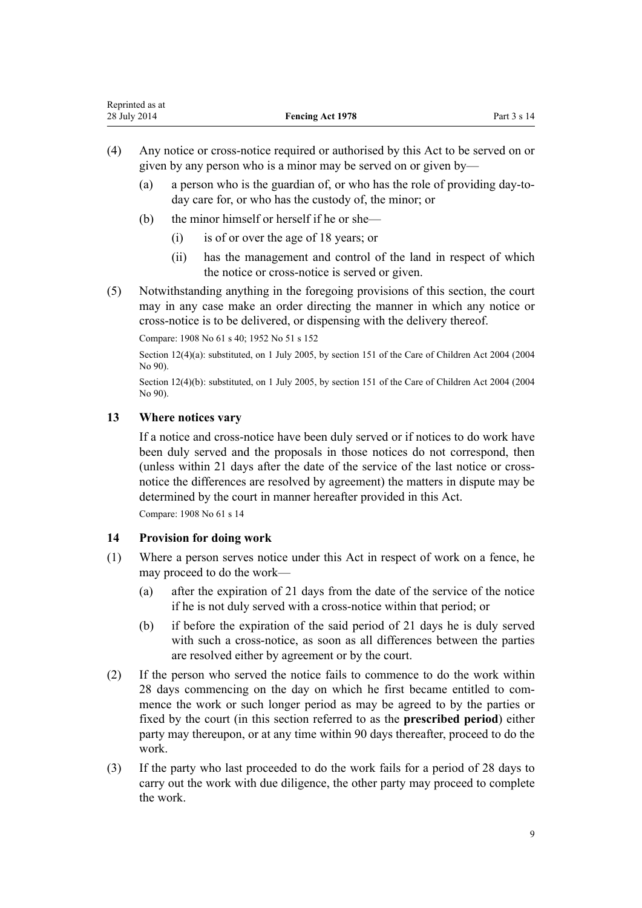(4) Any notice or cross-notice required or authorised by this Act to be served on or given by any person who is a minor may be served on or given by—

- (a) a person who is the guardian of, or who has the role of providing day-to-day care for, or who has the custody of, the minor; or
- (b) the minor himself or herself if he or she—
  - (i) is of or over the age of 18 years; or
  - (ii) has the management and control of the land in respect of which the notice or cross-notice is served or given.

(5) Notwithstanding anything in the foregoing provisions of this section, the court may in any case make an order directing the manner in which any notice or cross-notice is to be delivered, or dispensing with the delivery thereof.

Compare: 1908 No 61 s 40; 1952 No 51 s 152

Section 12(4)(a): substituted, on 1 July 2005, by section 151 of the Care of Children Act 2004 (2004 No 90).

Section 12(4)(b): substituted, on 1 July 2005, by section 151 of the Care of Children Act 2004 (2004 No 90).

### 13 Where notices vary

If a notice and cross-notice have been duly served or if notices to do work have been duly served and the proposals in those notices do not correspond, then (unless within 21 days after the date of the service of the last notice or cross-notice the differences are resolved by agreement) the matters in dispute may be determined by the court in manner hereafter provided in this Act.

Compare: 1908 No 61 s 14

### 14 Provision for doing work

(1) Where a person serves notice under this Act in respect of work on a fence, he may proceed to do the work—

- (a) after the expiration of 21 days from the date of the service of the notice if he is not duly served with a cross-notice within that period; or
- (b) if before the expiration of the said period of 21 days he is duly served with such a cross-notice, as soon as all differences between the parties are resolved either by agreement or by the court.

(2) If the person who served the notice fails to commence to do the work within 28 days commencing on the day on which he first became entitled to commence the work or such longer period as may be agreed to by the parties or fixed by the court (in this section referred to as the **prescribed period**) either party may thereupon, or at any time within 90 days thereafter, proceed to do the work.

(3) If the party who last proceeded to do the work fails for a period of 28 days to carry out the work with due diligence, the other party may proceed to complete the work.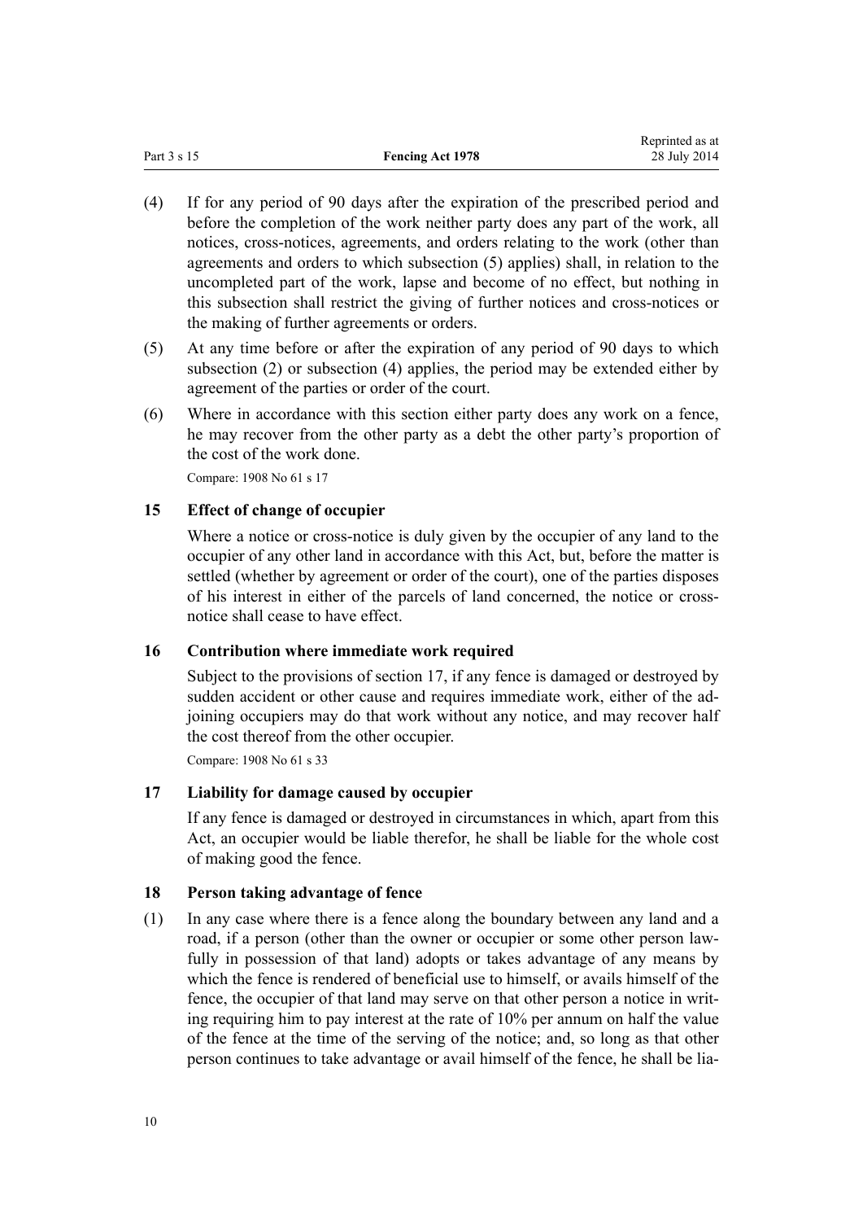(4) If for any period of 90 days after the expiration of the prescribed period and before the completion of the work neither party does any part of the work, all notices, cross-notices, agreements, and orders relating to the work (other than agreements and orders to which subsection (5) applies) shall, in relation to the uncompleted part of the work, lapse and become of no effect, but nothing in this subsection shall restrict the giving of further notices and cross-notices or the making of further agreements or orders.

(5) At any time before or after the expiration of any period of 90 days to which subsection (2) or subsection (4) applies, the period may be extended either by agreement of the parties or order of the court.

(6) Where in accordance with this section either party does any work on a fence, he may recover from the other party as a debt the other party's proportion of the cost of the work done.

Compare: 1908 No 61 s 17

### 15 Effect of change of occupier

Where a notice or cross-notice is duly given by the occupier of any land to the occupier of any other land in accordance with this Act, but, before the matter is settled (whether by agreement or order of the court), one of the parties disposes of his interest in either of the parcels of land concerned, the notice or cross-notice shall cease to have effect.

### 16 Contribution where immediate work required

Subject to the provisions of section 17, if any fence is damaged or destroyed by sudden accident or other cause and requires immediate work, either of the adjoining occupiers may do that work without any notice, and may recover half the cost thereof from the other occupier.

Compare: 1908 No 61 s 33

### 17 Liability for damage caused by occupier

If any fence is damaged or destroyed in circumstances in which, apart from this Act, an occupier would be liable therefor, he shall be liable for the whole cost of making good the fence.

### 18 Person taking advantage of fence

(1) In any case where there is a fence along the boundary between any land and a road, if a person (other than the owner or occupier or some other person lawfully in possession of that land) adopts or takes advantage of any means by which the fence is rendered of beneficial use to himself, or avails himself of the fence, the occupier of that land may serve on that other person a notice in writing requiring him to pay interest at the rate of 10% per annum on half the value of the fence at the time of the serving of the notice; and, so long as that other person continues to take advantage or avail himself of the fence, he shall be lia-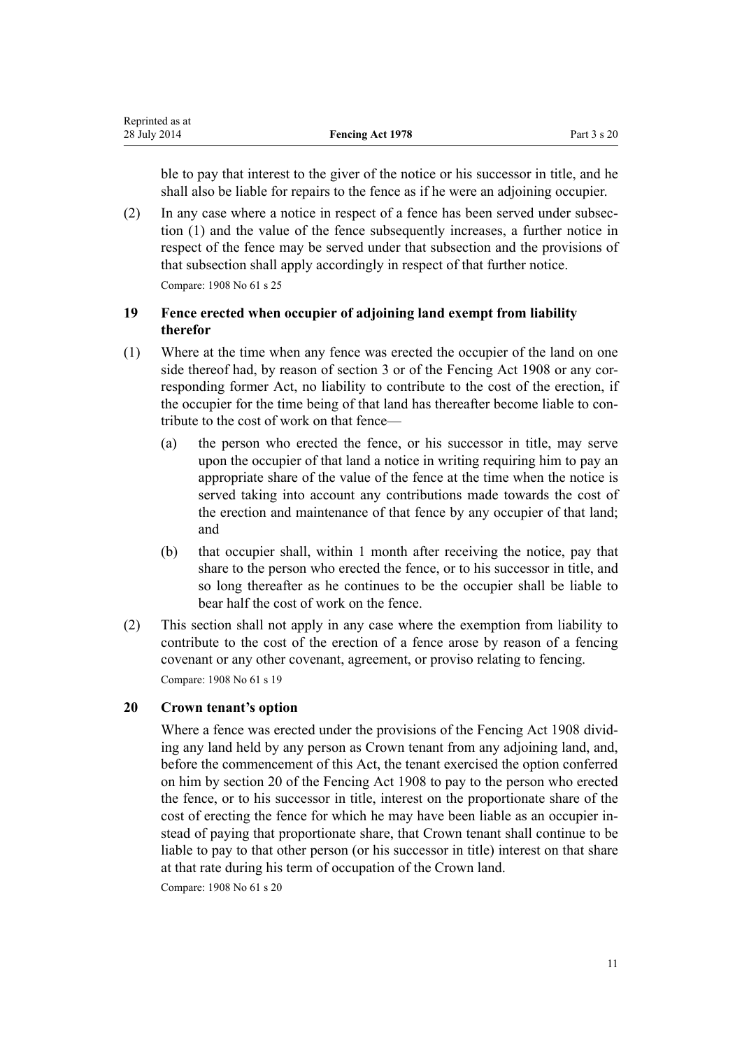ble to pay that interest to the giver of the notice or his successor in title, and he shall also be liable for repairs to the fence as if he were an adjoining occupier.

(2) In any case where a notice in respect of a fence has been served under subsection (1) and the value of the fence subsequently increases, a further notice in respect of the fence may be served under that subsection and the provisions of that subsection shall apply accordingly in respect of that further notice.

Compare: 1908 No 61 s 25

### 19 Fence erected when occupier of adjoining land exempt from liability therefor

(1) Where at the time when any fence was erected the occupier of the land on one side thereof had, by reason of section 3 or of the Fencing Act 1908 or any corresponding former Act, no liability to contribute to the cost of the erection, if the occupier for the time being of that land has thereafter become liable to contribute to the cost of work on that fence—

   (a) the person who erected the fence, or his successor in title, may serve upon the occupier of that land a notice in writing requiring him to pay an appropriate share of the value of the fence at the time when the notice is served taking into account any contributions made towards the cost of the erection and maintenance of that fence by any occupier of that land; and

   (b) that occupier shall, within 1 month after receiving the notice, pay that share to the person who erected the fence, or to his successor in title, and so long thereafter as he continues to be the occupier shall be liable to bear half the cost of work on the fence.

(2) This section shall not apply in any case where the exemption from liability to contribute to the cost of the erection of a fence arose by reason of a fencing covenant or any other covenant, agreement, or proviso relating to fencing.

Compare: 1908 No 61 s 19

### 20 Crown tenant's option

Where a fence was erected under the provisions of the Fencing Act 1908 dividing any land held by any person as Crown tenant from any adjoining land, and, before the commencement of this Act, the tenant exercised the option conferred on him by section 20 of the Fencing Act 1908 to pay to the person who erected the fence, or to his successor in title, interest on the proportionate share of the cost of erecting the fence for which he may have been liable as an occupier instead of paying that proportionate share, that Crown tenant shall continue to be liable to pay to that other person (or his successor in title) interest on that share at that rate during his term of occupation of the Crown land.

Compare: 1908 No 61 s 20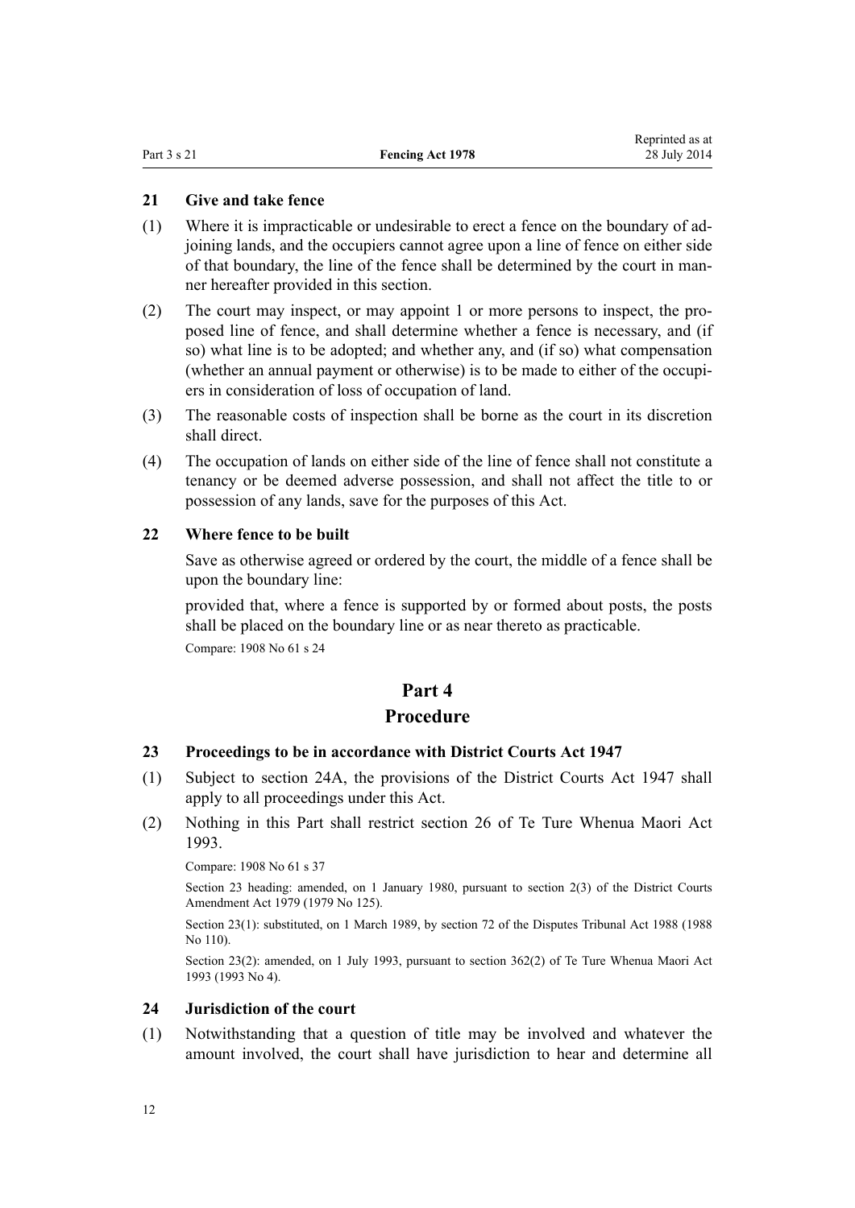### 21 Give and take fence

(1) Where it is impracticable or undesirable to erect a fence on the boundary of adjoining lands, and the occupiers cannot agree upon a line of fence on either side of that boundary, the line of the fence shall be determined by the court in manner hereafter provided in this section.

(2) The court may inspect, or may appoint 1 or more persons to inspect, the proposed line of fence, and shall determine whether a fence is necessary, and (if so) what line is to be adopted; and whether any, and (if so) what compensation (whether an annual payment or otherwise) is to be made to either of the occupiers in consideration of loss of occupation of land.

(3) The reasonable costs of inspection shall be borne as the court in its discretion shall direct.

(4) The occupation of lands on either side of the line of fence shall not constitute a tenancy or be deemed adverse possession, and shall not affect the title to or possession of any lands, save for the purposes of this Act.

### 22 Where fence to be built

Save as otherwise agreed or ordered by the court, the middle of a fence shall be upon the boundary line:

provided that, where a fence is supported by or formed about posts, the posts shall be placed on the boundary line or as near thereto as practicable.

Compare: 1908 No 61 s 24

## Part 4
## Procedure

### 23 Proceedings to be in accordance with District Courts Act 1947

(1) Subject to section 24A, the provisions of the District Courts Act 1947 shall apply to all proceedings under this Act.

(2) Nothing in this Part shall restrict section 26 of Te Ture Whenua Maori Act 1993.

Compare: 1908 No 61 s 37

Section 23 heading: amended, on 1 January 1980, pursuant to section 2(3) of the District Courts Amendment Act 1979 (1979 No 125).

Section 23(1): substituted, on 1 March 1989, by section 72 of the Disputes Tribunal Act 1988 (1988 No 110).

Section 23(2): amended, on 1 July 1993, pursuant to section 362(2) of Te Ture Whenua Maori Act 1993 (1993 No 4).

### 24 Jurisdiction of the court

(1) Notwithstanding that a question of title may be involved and whatever the amount involved, the court shall have jurisdiction to hear and determine all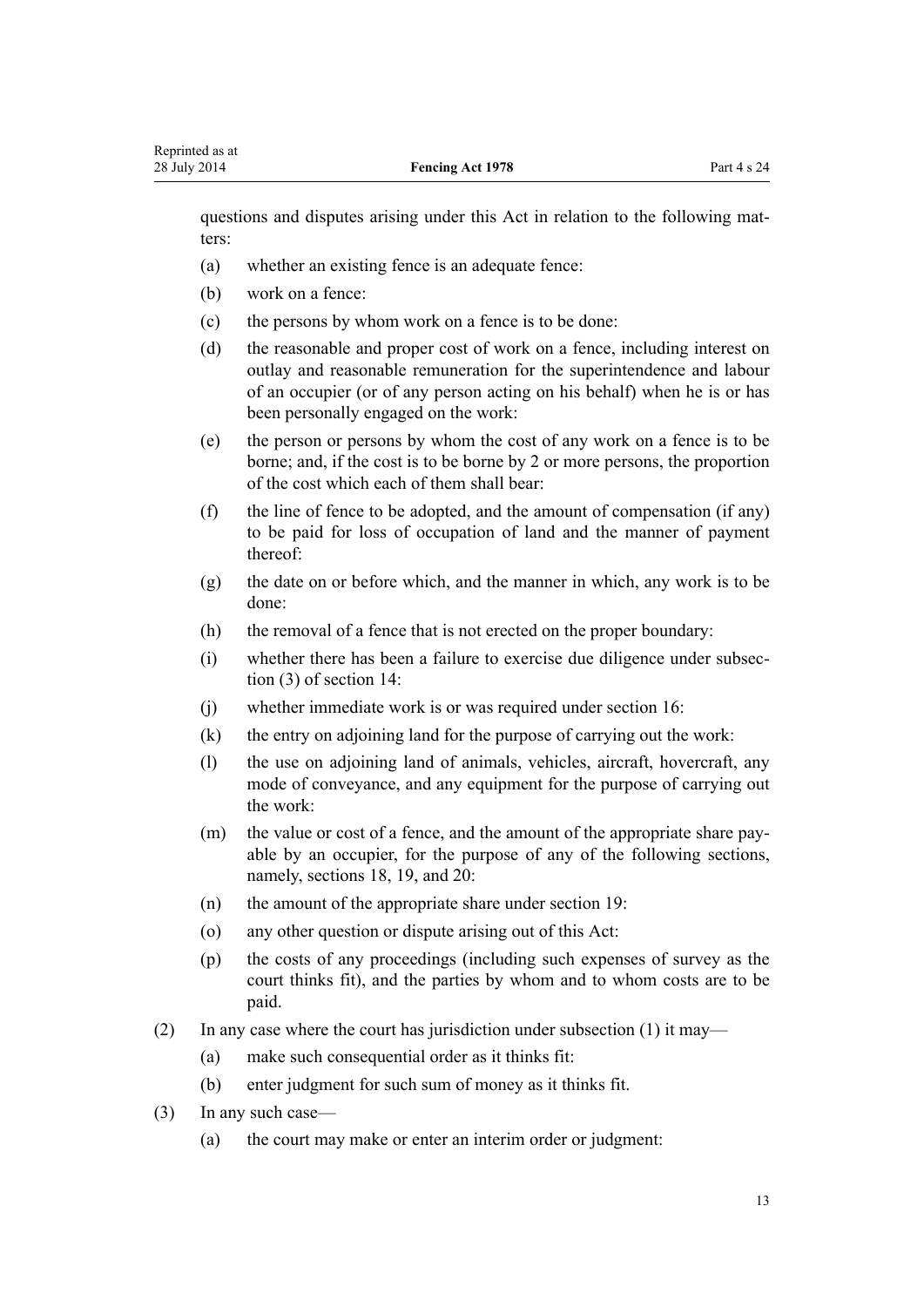questions and disputes arising under this Act in relation to the following matters:

(a) whether an existing fence is an adequate fence:

(b) work on a fence:

(c) the persons by whom work on a fence is to be done:

(d) the reasonable and proper cost of work on a fence, including interest on outlay and reasonable remuneration for the superintendence and labour of an occupier (or of any person acting on his behalf) when he is or has been personally engaged on the work:

(e) the person or persons by whom the cost of any work on a fence is to be borne; and, if the cost is to be borne by 2 or more persons, the proportion of the cost which each of them shall bear:

(f) the line of fence to be adopted, and the amount of compensation (if any) to be paid for loss of occupation of land and the manner of payment thereof:

(g) the date on or before which, and the manner in which, any work is to be done:

(h) the removal of a fence that is not erected on the proper boundary:

(i) whether there has been a failure to exercise due diligence under subsection (3) of section 14:

(j) whether immediate work is or was required under section 16:

(k) the entry on adjoining land for the purpose of carrying out the work:

(l) the use on adjoining land of animals, vehicles, aircraft, hovercraft, any mode of conveyance, and any equipment for the purpose of carrying out the work:

(m) the value or cost of a fence, and the amount of the appropriate share payable by an occupier, for the purpose of any of the following sections, namely, sections 18, 19, and 20:

(n) the amount of the appropriate share under section 19:

(o) any other question or dispute arising out of this Act:

(p) the costs of any proceedings (including such expenses of survey as the court thinks fit), and the parties by whom and to whom costs are to be paid.

(2) In any case where the court has jurisdiction under subsection (1) it may—

(a) make such consequential order as it thinks fit:

(b) enter judgment for such sum of money as it thinks fit.

(3) In any such case—

(a) the court may make or enter an interim order or judgment: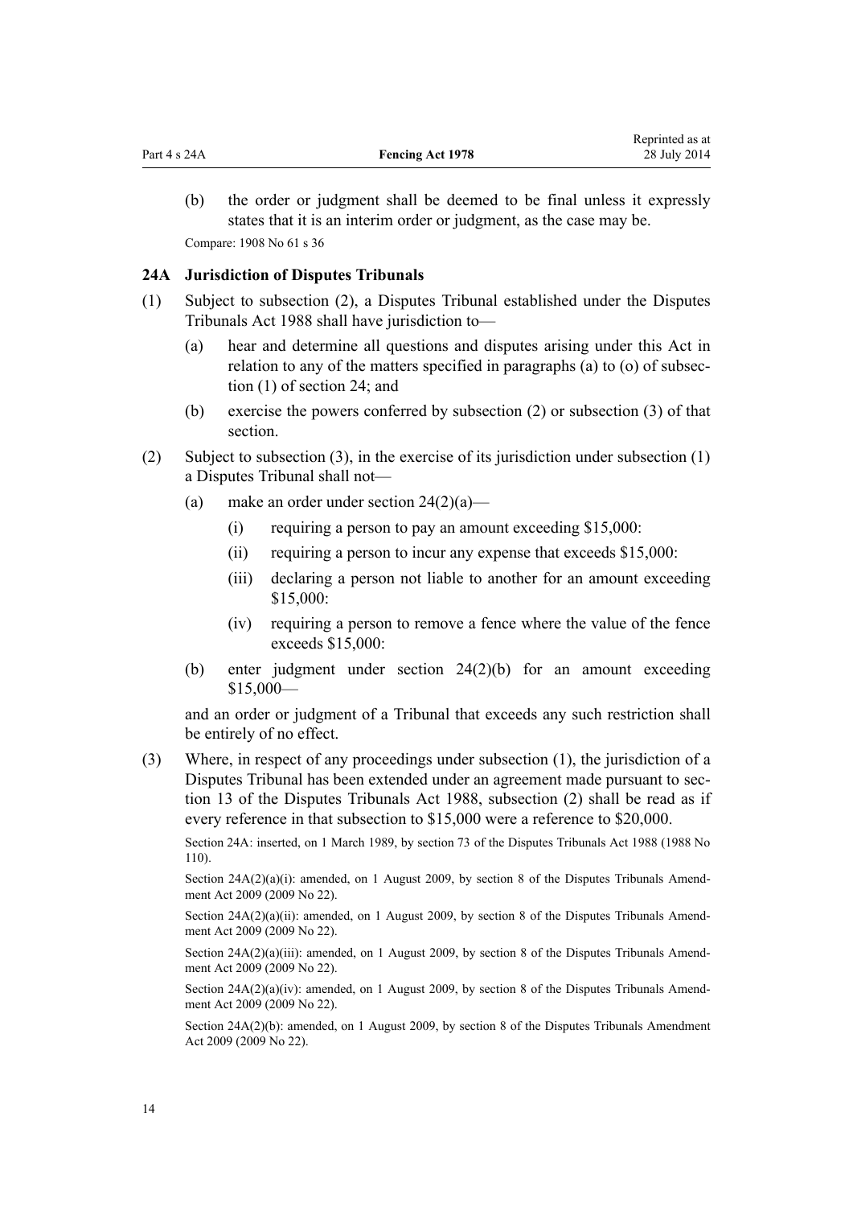(b) the order or judgment shall be deemed to be final unless it expressly states that it is an interim order or judgment, as the case may be.

Compare: 1908 No 61 s 36

### 24A Jurisdiction of Disputes Tribunals

(1) Subject to subsection (2), a Disputes Tribunal established under the Disputes Tribunals Act 1988 shall have jurisdiction to—

(a) hear and determine all questions and disputes arising under this Act in relation to any of the matters specified in paragraphs (a) to (o) of subsection (1) of section 24; and

(b) exercise the powers conferred by subsection (2) or subsection (3) of that section.

(2) Subject to subsection (3), in the exercise of its jurisdiction under subsection (1) a Disputes Tribunal shall not—

(a) make an order under section 24(2)(a)—

(i) requiring a person to pay an amount exceeding $15,000:

(ii) requiring a person to incur any expense that exceeds $15,000:

(iii) declaring a person not liable to another for an amount exceeding $15,000:

(iv) requiring a person to remove a fence where the value of the fence exceeds $15,000:

(b) enter judgment under section 24(2)(b) for an amount exceeding $15,000—

and an order or judgment of a Tribunal that exceeds any such restriction shall be entirely of no effect.

(3) Where, in respect of any proceedings under subsection (1), the jurisdiction of a Disputes Tribunal has been extended under an agreement made pursuant to section 13 of the Disputes Tribunals Act 1988, subsection (2) shall be read as if every reference in that subsection to $15,000 were a reference to $20,000.

Section 24A: inserted, on 1 March 1989, by section 73 of the Disputes Tribunals Act 1988 (1988 No 110).

Section 24A(2)(a)(i): amended, on 1 August 2009, by section 8 of the Disputes Tribunals Amendment Act 2009 (2009 No 22).

Section 24A(2)(a)(ii): amended, on 1 August 2009, by section 8 of the Disputes Tribunals Amendment Act 2009 (2009 No 22).

Section 24A(2)(a)(iii): amended, on 1 August 2009, by section 8 of the Disputes Tribunals Amendment Act 2009 (2009 No 22).

Section 24A(2)(a)(iv): amended, on 1 August 2009, by section 8 of the Disputes Tribunals Amendment Act 2009 (2009 No 22).

Section 24A(2)(b): amended, on 1 August 2009, by section 8 of the Disputes Tribunals Amendment Act 2009 (2009 No 22).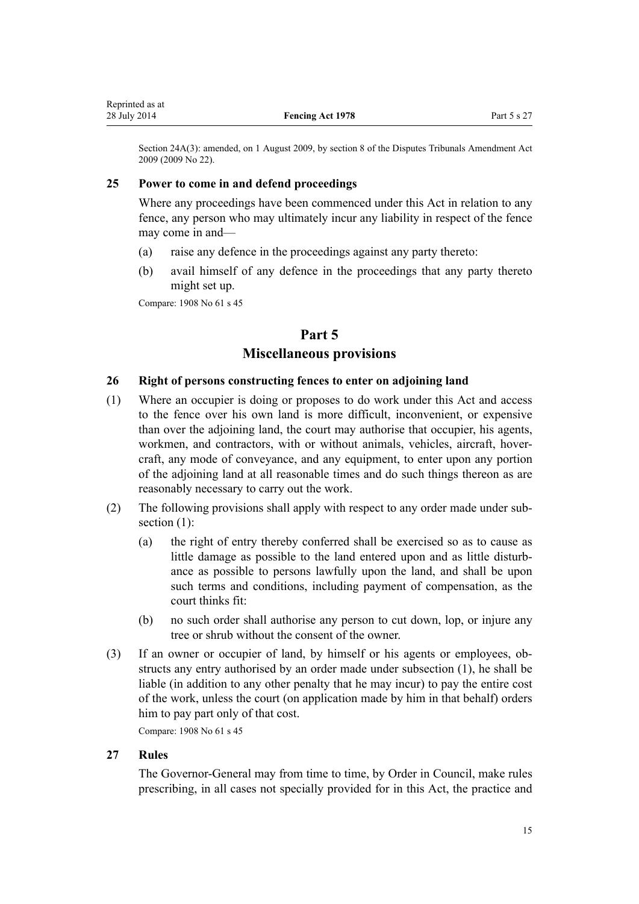Section 24A(3): amended, on 1 August 2009, by section 8 of the Disputes Tribunals Amendment Act 2009 (2009 No 22).

### 25 Power to come in and defend proceedings

Where any proceedings have been commenced under this Act in relation to any fence, any person who may ultimately incur any liability in respect of the fence may come in and—

(a) raise any defence in the proceedings against any party thereto:

(b) avail himself of any defence in the proceedings that any party thereto might set up.

Compare: 1908 No 61 s 45

## Part 5
## Miscellaneous provisions

### 26 Right of persons constructing fences to enter on adjoining land

(1) Where an occupier is doing or proposes to do work under this Act and access to the fence over his own land is more difficult, inconvenient, or expensive than over the adjoining land, the court may authorise that occupier, his agents, workmen, and contractors, with or without animals, vehicles, aircraft, hovercraft, any mode of conveyance, and any equipment, to enter upon any portion of the adjoining land at all reasonable times and do such things thereon as are reasonably necessary to carry out the work.

(2) The following provisions shall apply with respect to any order made under subsection (1):

(a) the right of entry thereby conferred shall be exercised so as to cause as little damage as possible to the land entered upon and as little disturbance as possible to persons lawfully upon the land, and shall be upon such terms and conditions, including payment of compensation, as the court thinks fit:

(b) no such order shall authorise any person to cut down, lop, or injure any tree or shrub without the consent of the owner.

(3) If an owner or occupier of land, by himself or his agents or employees, obstructs any entry authorised by an order made under subsection (1), he shall be liable (in addition to any other penalty that he may incur) to pay the entire cost of the work, unless the court (on application made by him in that behalf) orders him to pay part only of that cost.

Compare: 1908 No 61 s 45

### 27 Rules

The Governor-General may from time to time, by Order in Council, make rules prescribing, in all cases not specially provided for in this Act, the practice and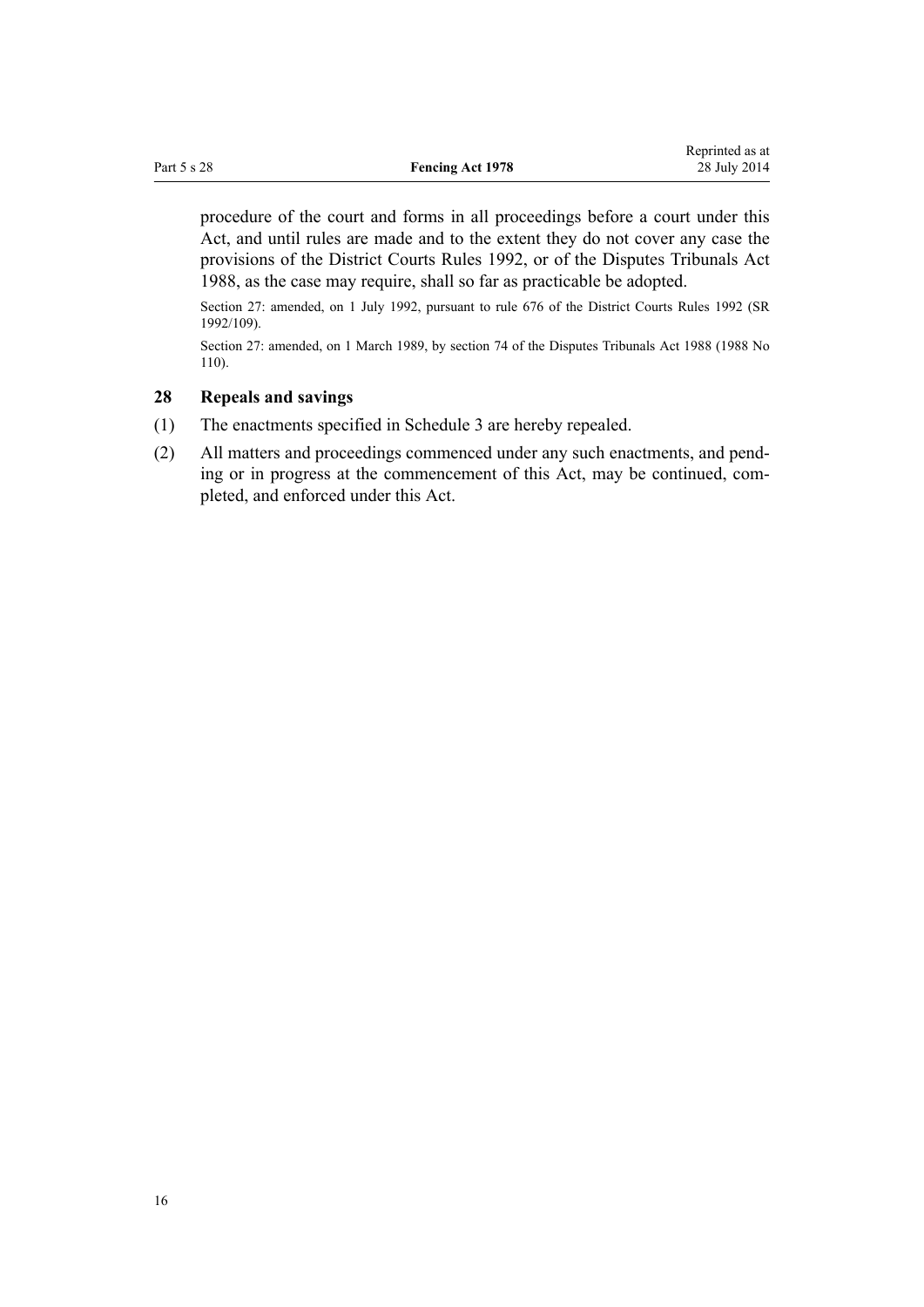procedure of the court and forms in all proceedings before a court under this Act, and until rules are made and to the extent they do not cover any case the provisions of the District Courts Rules 1992, or of the Disputes Tribunals Act 1988, as the case may require, shall so far as practicable be adopted.

Section 27: amended, on 1 July 1992, pursuant to rule 676 of the District Courts Rules 1992 (SR 1992/109).

Section 27: amended, on 1 March 1989, by section 74 of the Disputes Tribunals Act 1988 (1988 No 110).

### 28 Repeals and savings

(1) The enactments specified in Schedule 3 are hereby repealed.

(2) All matters and proceedings commenced under any such enactments, and pending or in progress at the commencement of this Act, may be continued, completed, and enforced under this Act.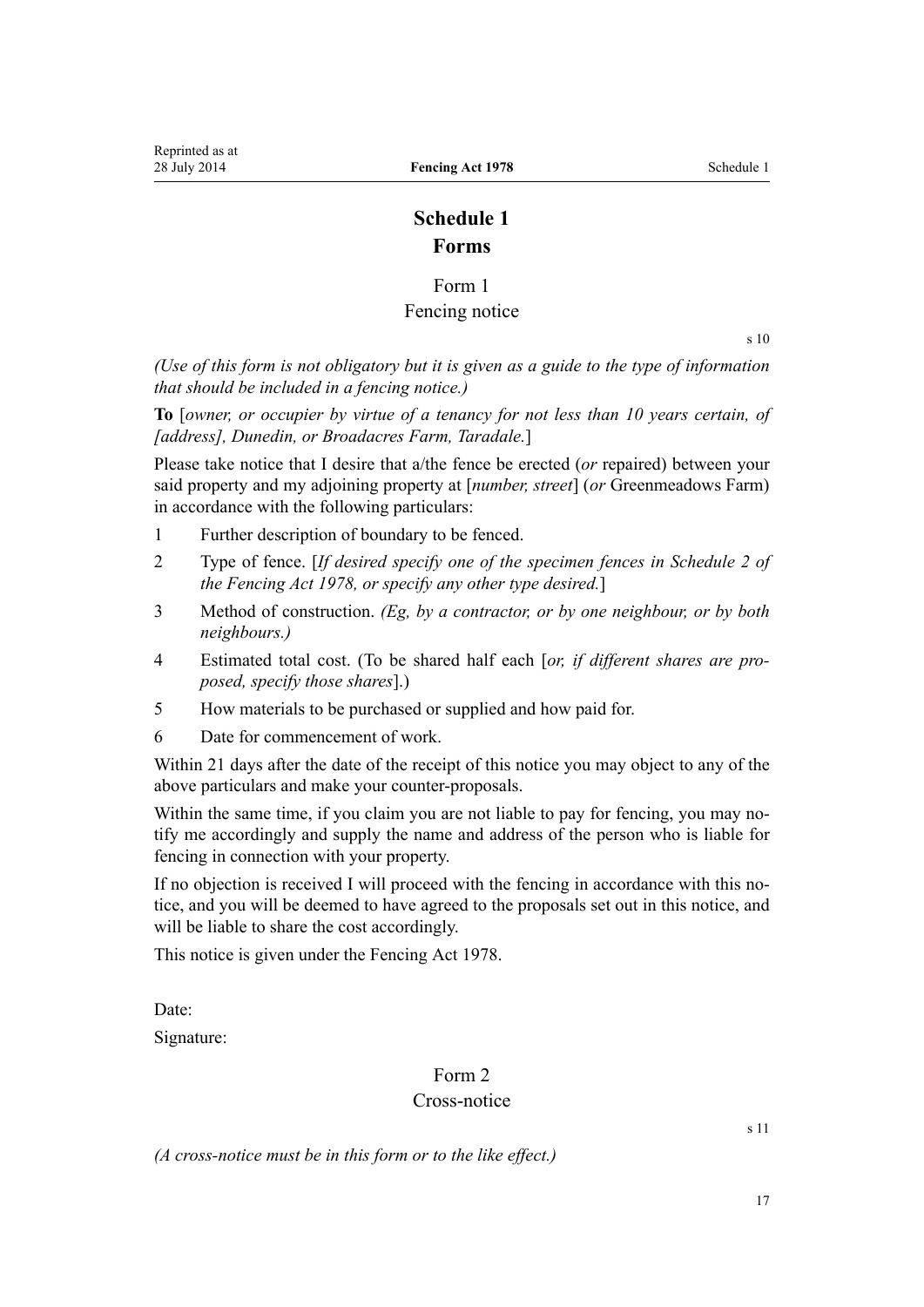# Schedule 1
# Forms

## Form 1
## Fencing notice

s 10

*(Use of this form is not obligatory but it is given as a guide to the type of information that should be included in a fencing notice.)*

**To** [*owner, or occupier by virtue of a tenancy for not less than 10 years certain, of [address], Dunedin, or Broadacres Farm, Taradale.*]

Please take notice that I desire that a/the fence be erected (*or* repaired) between your said property and my adjoining property at [*number, street*] (*or* Greenmeadows Farm) in accordance with the following particulars:

1 Further description of boundary to be fenced.

2 Type of fence. [*If desired specify one of the specimen fences in Schedule 2 of the Fencing Act 1978, or specify any other type desired.*]

3 Method of construction. *(Eg, by a contractor, or by one neighbour, or by both neighbours.)*

4 Estimated total cost. (To be shared half each [*or, if different shares are proposed, specify those shares*].)

5 How materials to be purchased or supplied and how paid for.

6 Date for commencement of work.

Within 21 days after the date of the receipt of this notice you may object to any of the above particulars and make your counter-proposals.

Within the same time, if you claim you are not liable to pay for fencing, you may notify me accordingly and supply the name and address of the person who is liable for fencing in connection with your property.

If no objection is received I will proceed with the fencing in accordance with this notice, and you will be deemed to have agreed to the proposals set out in this notice, and will be liable to share the cost accordingly.

This notice is given under the Fencing Act 1978.

Date:

Signature:

## Form 2
## Cross-notice

s 11

*(A cross-notice must be in this form or to the like effect.)*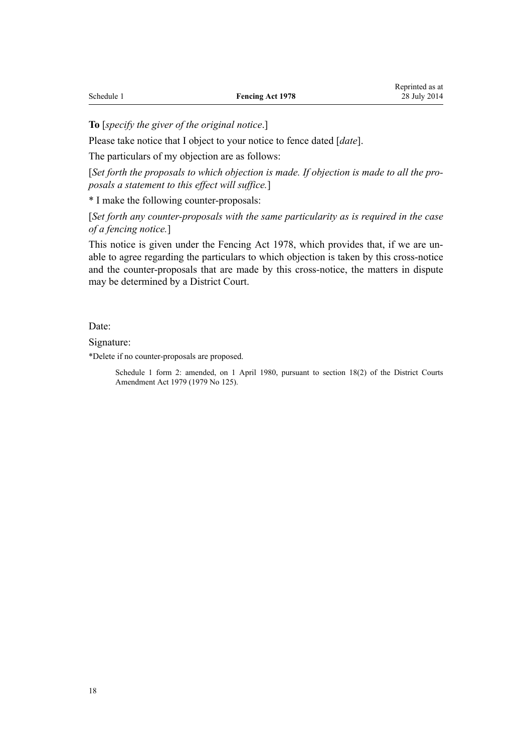**To** [*specify the giver of the original notice*.]

Please take notice that I object to your notice to fence dated [*date*].

The particulars of my objection are as follows:

[*Set forth the proposals to which objection is made. If objection is made to all the proposals a statement to this effect will suffice.*]

* I make the following counter-proposals:

[*Set forth any counter-proposals with the same particularity as is required in the case of a fencing notice.*]

This notice is given under the Fencing Act 1978, which provides that, if we are unable to agree regarding the particulars to which objection is taken by this cross-notice and the counter-proposals that are made by this cross-notice, the matters in dispute may be determined by a District Court.

Date:

Signature:

*Delete if no counter-proposals are proposed.

Schedule 1 form 2: amended, on 1 April 1980, pursuant to section 18(2) of the District Courts Amendment Act 1979 (1979 No 125).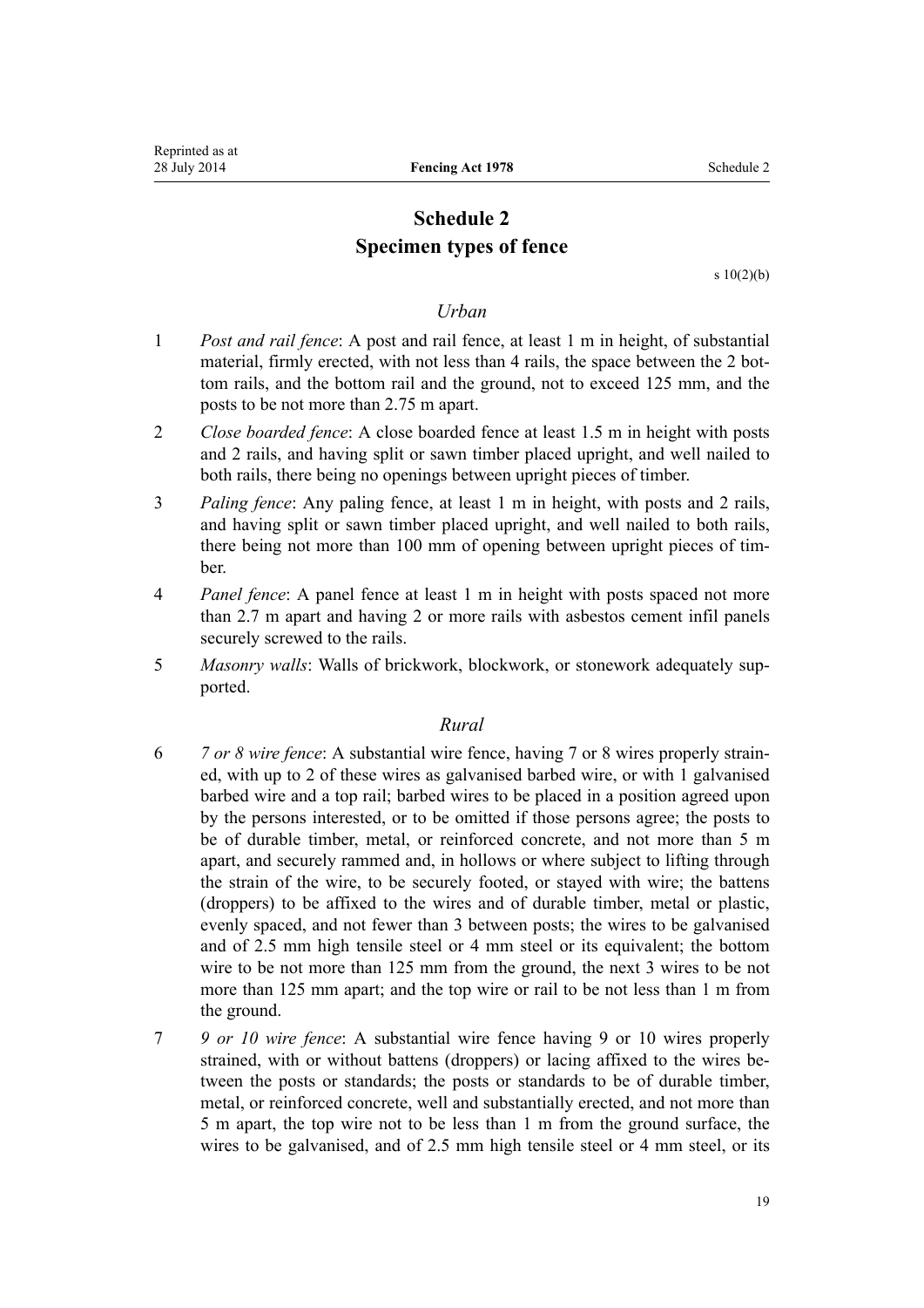# Schedule 2
## Specimen types of fence

s 10(2)(b)

### *Urban*

1 *Post and rail fence*: A post and rail fence, at least 1 m in height, of substantial material, firmly erected, with not less than 4 rails, the space between the 2 bottom rails, and the bottom rail and the ground, not to exceed 125 mm, and the posts to be not more than 2.75 m apart.

2 *Close boarded fence*: A close boarded fence at least 1.5 m in height with posts and 2 rails, and having split or sawn timber placed upright, and well nailed to both rails, there being no openings between upright pieces of timber.

3 *Paling fence*: Any paling fence, at least 1 m in height, with posts and 2 rails, and having split or sawn timber placed upright, and well nailed to both rails, there being not more than 100 mm of opening between upright pieces of timber.

4 *Panel fence*: A panel fence at least 1 m in height with posts spaced not more than 2.7 m apart and having 2 or more rails with asbestos cement infil panels securely screwed to the rails.

5 *Masonry walls*: Walls of brickwork, blockwork, or stonework adequately supported.

### *Rural*

6 *7 or 8 wire fence*: A substantial wire fence, having 7 or 8 wires properly strained, with up to 2 of these wires as galvanised barbed wire, or with 1 galvanised barbed wire and a top rail; barbed wires to be placed in a position agreed upon by the persons interested, or to be omitted if those persons agree; the posts to be of durable timber, metal, or reinforced concrete, and not more than 5 m apart, and securely rammed and, in hollows or where subject to lifting through the strain of the wire, to be securely footed, or stayed with wire; the battens (droppers) to be affixed to the wires and of durable timber, metal or plastic, evenly spaced, and not fewer than 3 between posts; the wires to be galvanised and of 2.5 mm high tensile steel or 4 mm steel or its equivalent; the bottom wire to be not more than 125 mm from the ground, the next 3 wires to be not more than 125 mm apart; and the top wire or rail to be not less than 1 m from the ground.

7 *9 or 10 wire fence*: A substantial wire fence having 9 or 10 wires properly strained, with or without battens (droppers) or lacing affixed to the wires between the posts or standards; the posts or standards to be of durable timber, metal, or reinforced concrete, well and substantially erected, and not more than 5 m apart, the top wire not to be less than 1 m from the ground surface, the wires to be galvanised, and of 2.5 mm high tensile steel or 4 mm steel, or its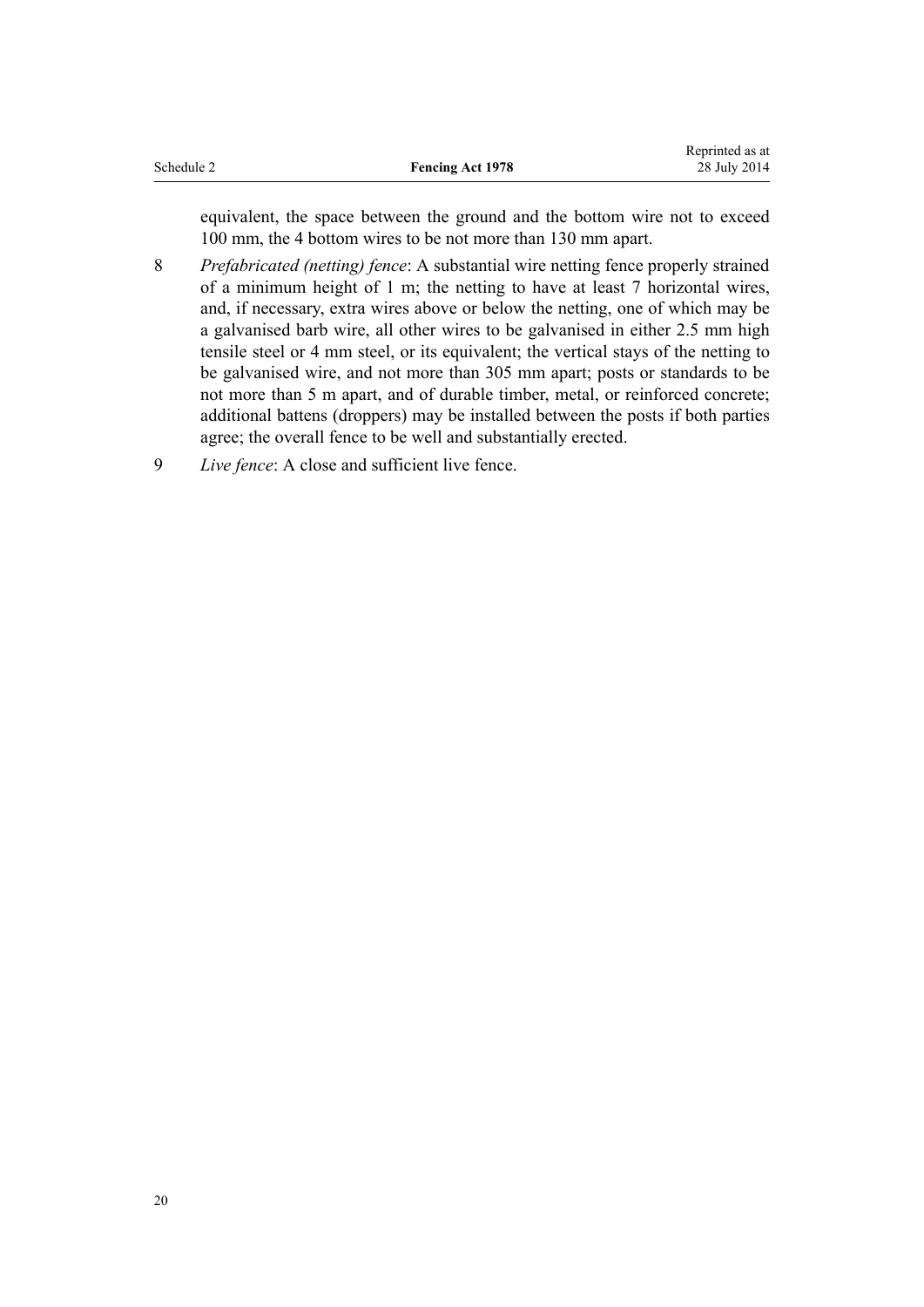equivalent, the space between the ground and the bottom wire not to exceed 100 mm, the 4 bottom wires to be not more than 130 mm apart.

8 *Prefabricated (netting) fence*: A substantial wire netting fence properly strained of a minimum height of 1 m; the netting to have at least 7 horizontal wires, and, if necessary, extra wires above or below the netting, one of which may be a galvanised barb wire, all other wires to be galvanised in either 2.5 mm high tensile steel or 4 mm steel, or its equivalent; the vertical stays of the netting to be galvanised wire, and not more than 305 mm apart; posts or standards to be not more than 5 m apart, and of durable timber, metal, or reinforced concrete; additional battens (droppers) may be installed between the posts if both parties agree; the overall fence to be well and substantially erected.

9 *Live fence*: A close and sufficient live fence.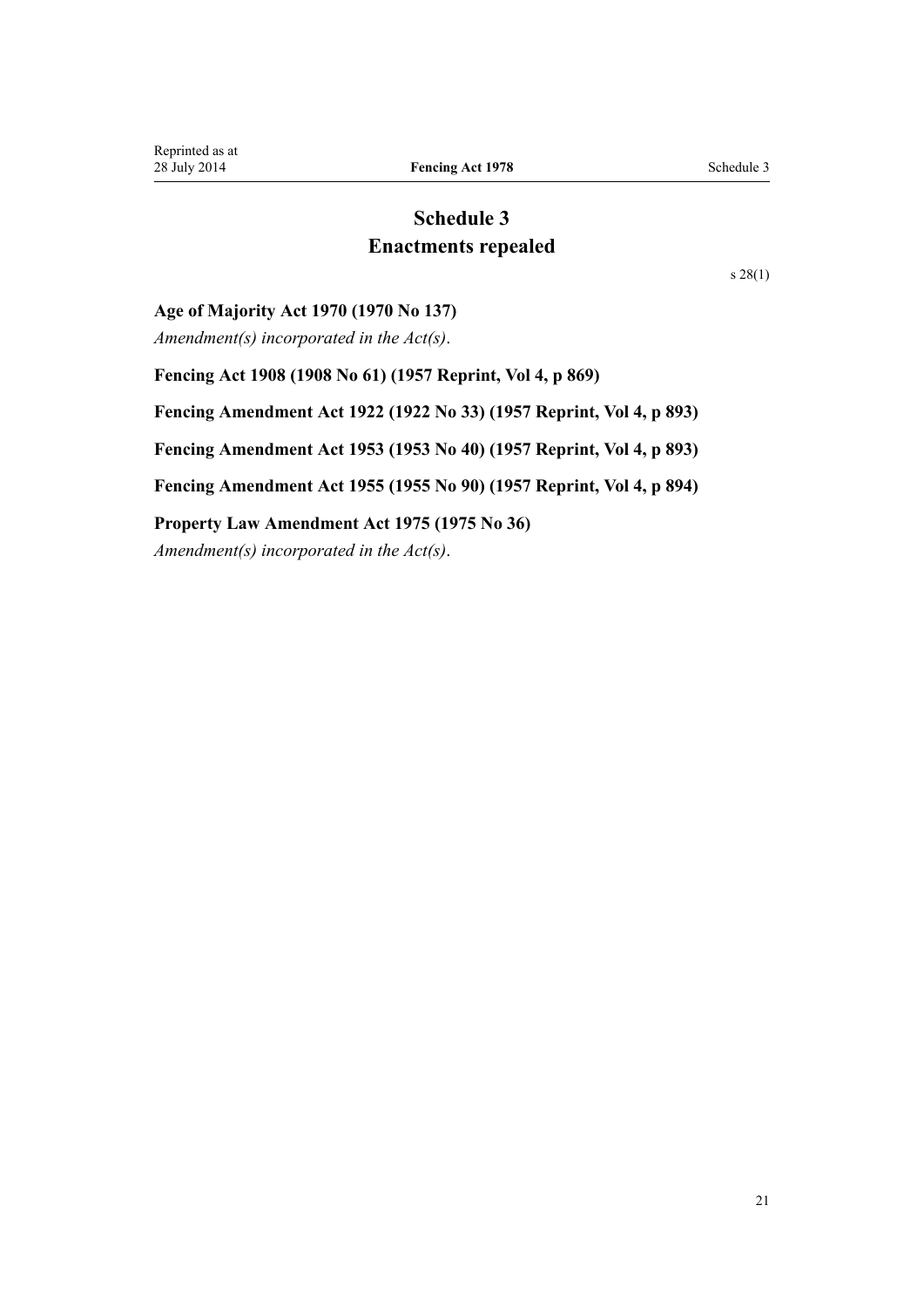# Schedule 3
## Enactments repealed

s 28(1)

**Age of Majority Act 1970 (1970 No 137)**

*Amendment(s) incorporated in the Act(s).*

**Fencing Act 1908 (1908 No 61) (1957 Reprint, Vol 4, p 869)**

**Fencing Amendment Act 1922 (1922 No 33) (1957 Reprint, Vol 4, p 893)**

**Fencing Amendment Act 1953 (1953 No 40) (1957 Reprint, Vol 4, p 893)**

**Fencing Amendment Act 1955 (1955 No 90) (1957 Reprint, Vol 4, p 894)**

**Property Law Amendment Act 1975 (1975 No 36)**

*Amendment(s) incorporated in the Act(s).*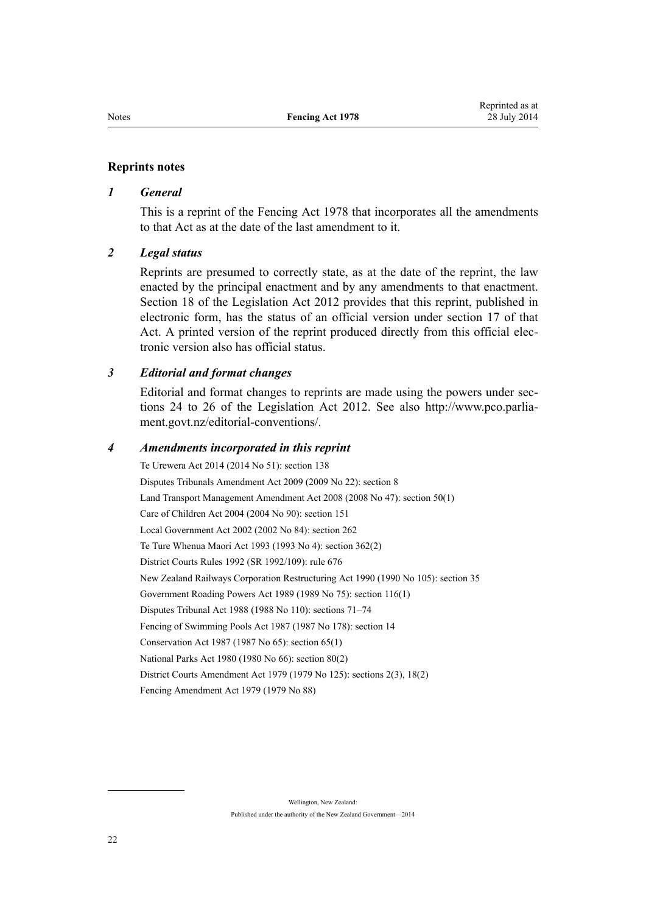## Reprints notes

### *1 General*

This is a reprint of the Fencing Act 1978 that incorporates all the amendments to that Act as at the date of the last amendment to it.

### *2 Legal status*

Reprints are presumed to correctly state, as at the date of the reprint, the law enacted by the principal enactment and by any amendments to that enactment. Section 18 of the Legislation Act 2012 provides that this reprint, published in electronic form, has the status of an official version under section 17 of that Act. A printed version of the reprint produced directly from this official electronic version also has official status.

### *3 Editorial and format changes*

Editorial and format changes to reprints are made using the powers under sections 24 to 26 of the Legislation Act 2012. See also http://www.pco.parliament.govt.nz/editorial-conventions/.

### *4 Amendments incorporated in this reprint*

Te Urewera Act 2014 (2014 No 51): section 138

Disputes Tribunals Amendment Act 2009 (2009 No 22): section 8

Land Transport Management Amendment Act 2008 (2008 No 47): section 50(1)

Care of Children Act 2004 (2004 No 90): section 151

Local Government Act 2002 (2002 No 84): section 262

Te Ture Whenua Maori Act 1993 (1993 No 4): section 362(2)

District Courts Rules 1992 (SR 1992/109): rule 676

New Zealand Railways Corporation Restructuring Act 1990 (1990 No 105): section 35

Government Roading Powers Act 1989 (1989 No 75): section 116(1)

Disputes Tribunal Act 1988 (1988 No 110): sections 71–74

Fencing of Swimming Pools Act 1987 (1987 No 178): section 14

Conservation Act 1987 (1987 No 65): section 65(1)

National Parks Act 1980 (1980 No 66): section 80(2)

District Courts Amendment Act 1979 (1979 No 125): sections 2(3), 18(2)

Fencing Amendment Act 1979 (1979 No 88)

Wellington, New Zealand:

Published under the authority of the New Zealand Government—2014